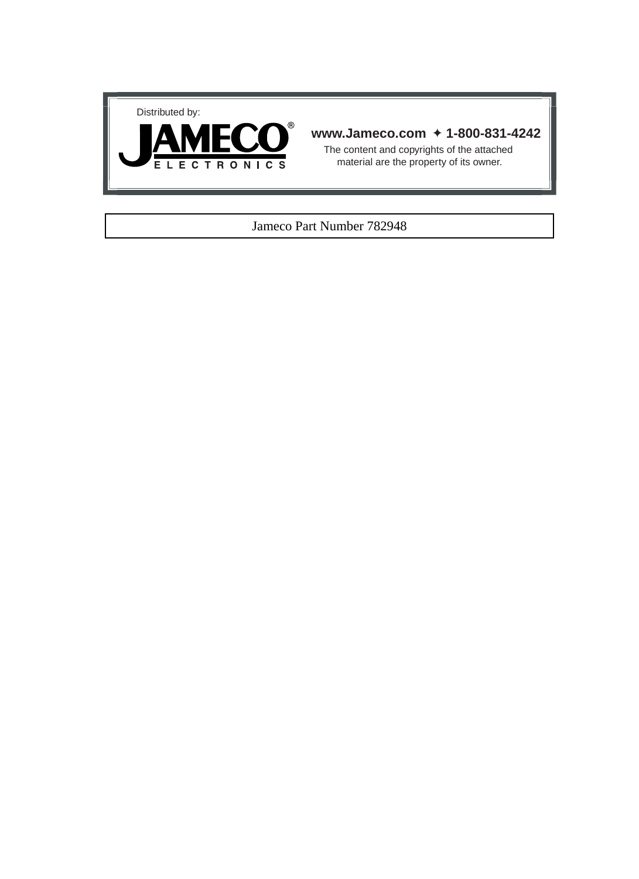Distributed by:

**JAMECO®**
ELECTRONICS

**www.Jameco.com ✦ 1-800-831-4242**

The content and copyrights of the attached material are the property of its owner.

Jameco Part Number 782948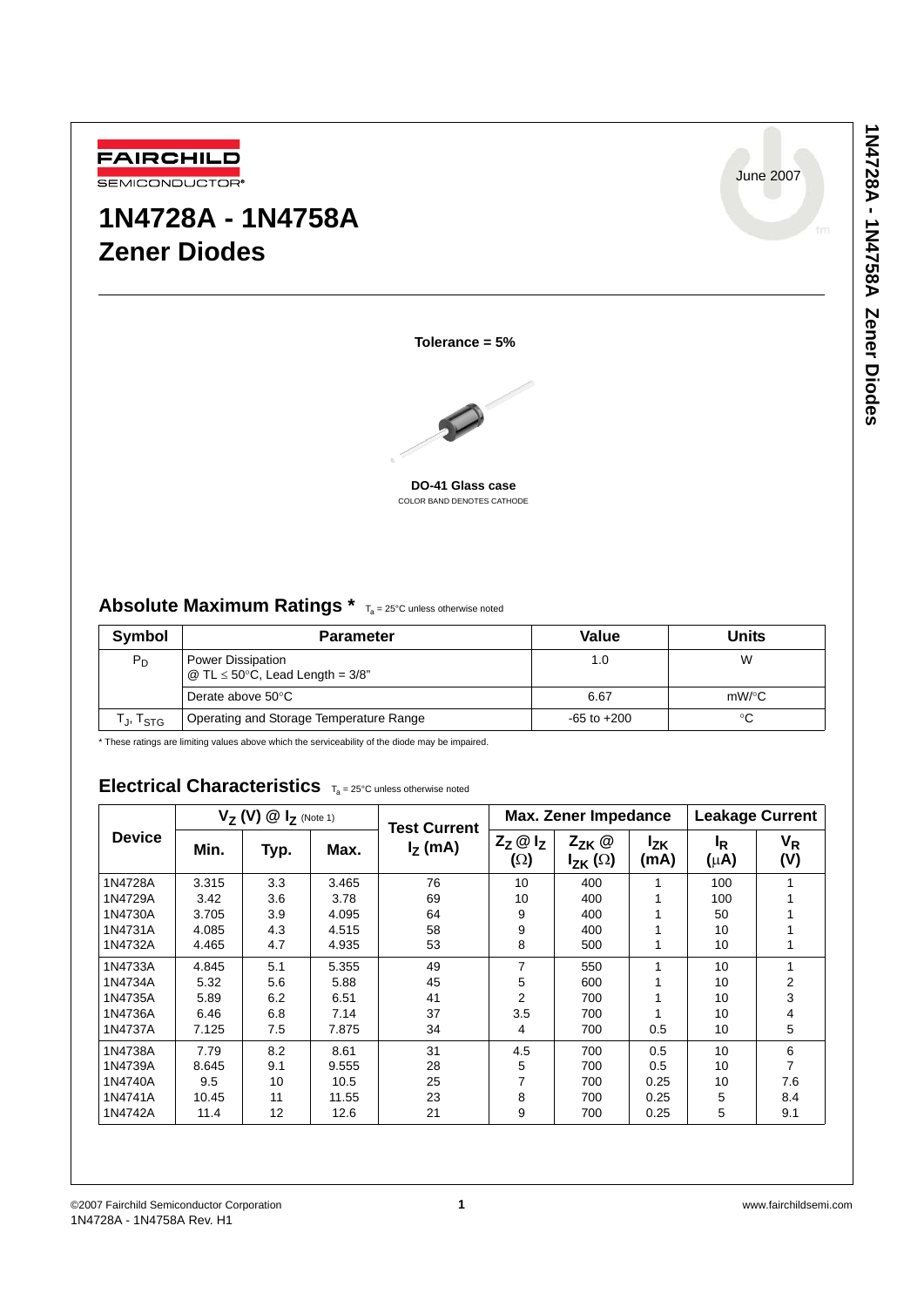# 1N4728A - 1N4758A
# Zener Diodes

June 2007

**Tolerance = 5%**

**DO-41 Glass case**
COLOR BAND DENOTES CATHODE

## Absolute Maximum Ratings * $T_a$ = 25°C unless otherwise noted

| Symbol | Parameter | Value | Units |
|---|---|---|---|
| $P_D$ | Power Dissipation @ TL ≤ 50°C, Lead Length = 3/8" | 1.0 | W |
| | Derate above 50°C | 6.67 | mW/°C |
| $T_J$, $T_{STG}$ | Operating and Storage Temperature Range | -65 to +200 | °C |

* These ratings are limiting values above which the serviceability of the diode may be impaired.

## Electrical Characteristics $T_a$ = 25°C unless otherwise noted

| Device | $V_Z$ (V) @ $I_Z$ (Note 1) | | | Test Current | Max. Zener Impedance | | | Leakage Current | |
|---|---|---|---|---|---|---|---|---|---|
| | Min. | Typ. | Max. | $I_Z$ (mA) | $Z_Z$ @ $I_Z$ (Ω) | $Z_{ZK}$ @ $I_{ZK}$ (Ω) | $I_{ZK}$ (mA) | $I_R$ (μA) | $V_R$ (V) |
| 1N4728A | 3.315 | 3.3 | 3.465 | 76 | 10 | 400 | 1 | 100 | 1 |
| 1N4729A | 3.42 | 3.6 | 3.78 | 69 | 10 | 400 | 1 | 100 | 1 |
| 1N4730A | 3.705 | 3.9 | 4.095 | 64 | 9 | 400 | 1 | 50 | 1 |
| 1N4731A | 4.085 | 4.3 | 4.515 | 58 | 9 | 400 | 1 | 10 | 1 |
| 1N4732A | 4.465 | 4.7 | 4.935 | 53 | 8 | 500 | 1 | 10 | 1 |
| 1N4733A | 4.845 | 5.1 | 5.355 | 49 | 7 | 550 | 1 | 10 | 1 |
| 1N4734A | 5.32 | 5.6 | 5.88 | 45 | 5 | 600 | 1 | 10 | 2 |
| 1N4735A | 5.89 | 6.2 | 6.51 | 41 | 2 | 700 | 1 | 10 | 3 |
| 1N4736A | 6.46 | 6.8 | 7.14 | 37 | 3.5 | 700 | 1 | 10 | 4 |
| 1N4737A | 7.125 | 7.5 | 7.875 | 34 | 4 | 700 | 0.5 | 10 | 5 |
| 1N4738A | 7.79 | 8.2 | 8.61 | 31 | 4.5 | 700 | 0.5 | 10 | 6 |
| 1N4739A | 8.645 | 9.1 | 9.555 | 28 | 5 | 700 | 0.5 | 10 | 7 |
| 1N4740A | 9.5 | 10 | 10.5 | 25 | 7 | 700 | 0.25 | 10 | 7.6 |
| 1N4741A | 10.45 | 11 | 11.55 | 23 | 8 | 700 | 0.25 | 5 | 8.4 |
| 1N4742A | 11.4 | 12 | 12.6 | 21 | 9 | 700 | 0.25 | 5 | 9.1 |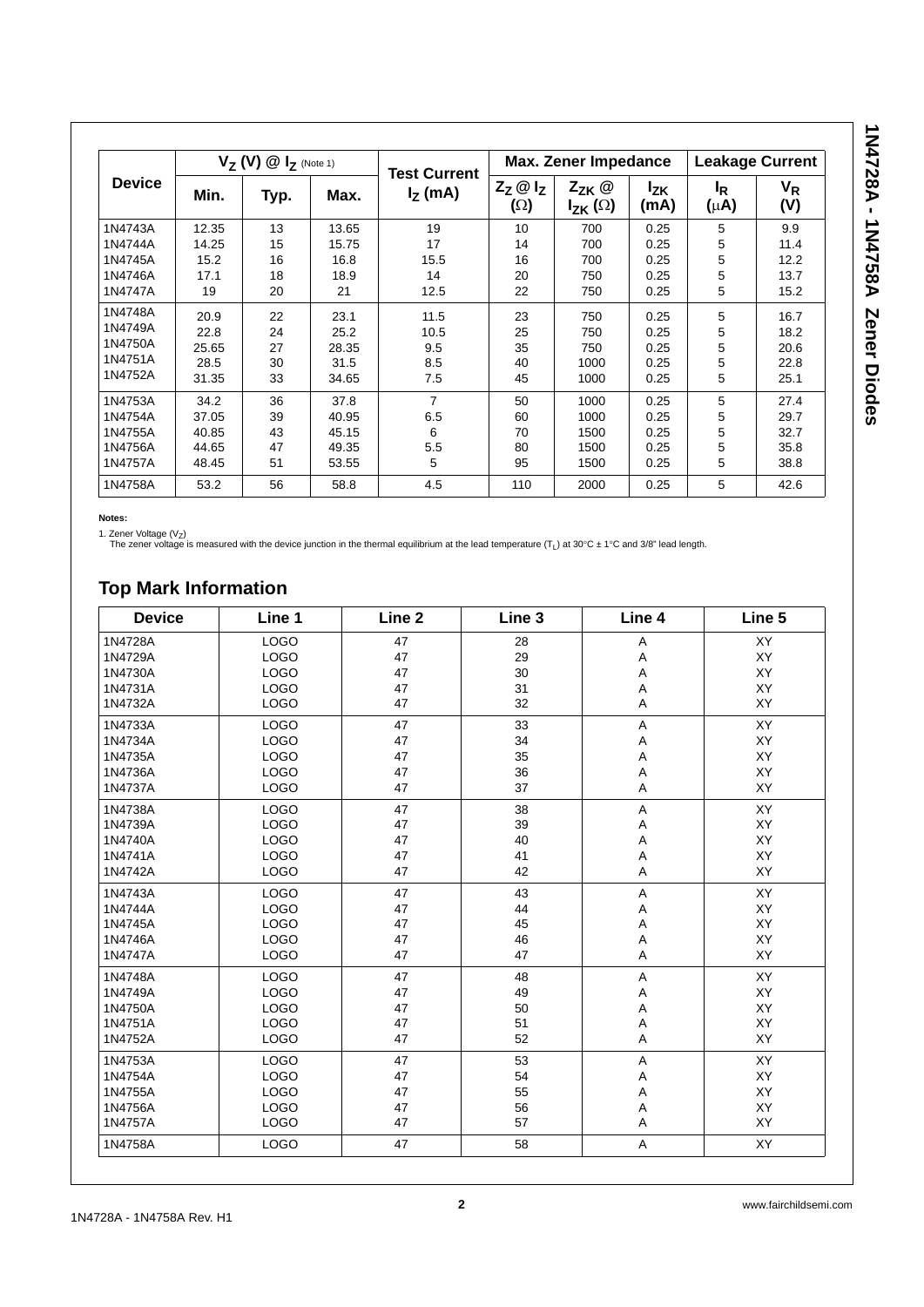| Device | $V_Z$ (V) @ $I_Z$ (Note 1) | | | Test Current $I_Z$ (mA) | Max. Zener Impedance | | | Leakage Current | |
|---|---|---|---|---|---|---|---|---|---|
| | Min. | Typ. | Max. | | $Z_Z$ @ $I_Z$ (Ω) | $Z_{ZK}$ @ $I_{ZK}$ (Ω) | $I_{ZK}$ (mA) | $I_R$ (μA) | $V_R$ (V) |
| 1N4743A | 12.35 | 13 | 13.65 | 19 | 10 | 700 | 0.25 | 5 | 9.9 |
| 1N4744A | 14.25 | 15 | 15.75 | 17 | 14 | 700 | 0.25 | 5 | 11.4 |
| 1N4745A | 15.2 | 16 | 16.8 | 15.5 | 16 | 700 | 0.25 | 5 | 12.2 |
| 1N4746A | 17.1 | 18 | 18.9 | 14 | 20 | 750 | 0.25 | 5 | 13.7 |
| 1N4747A | 19 | 20 | 21 | 12.5 | 22 | 750 | 0.25 | 5 | 15.2 |
| 1N4748A | 20.9 | 22 | 23.1 | 11.5 | 23 | 750 | 0.25 | 5 | 16.7 |
| 1N4749A | 22.8 | 24 | 25.2 | 10.5 | 25 | 750 | 0.25 | 5 | 18.2 |
| 1N4750A | 25.65 | 27 | 28.35 | 9.5 | 35 | 750 | 0.25 | 5 | 20.6 |
| 1N4751A | 28.5 | 30 | 31.5 | 8.5 | 40 | 1000 | 0.25 | 5 | 22.8 |
| 1N4752A | 31.35 | 33 | 34.65 | 7.5 | 45 | 1000 | 0.25 | 5 | 25.1 |
| 1N4753A | 34.2 | 36 | 37.8 | 7 | 50 | 1000 | 0.25 | 5 | 27.4 |
| 1N4754A | 37.05 | 39 | 40.95 | 6.5 | 60 | 1000 | 0.25 | 5 | 29.7 |
| 1N4755A | 40.85 | 43 | 45.15 | 6 | 70 | 1500 | 0.25 | 5 | 32.7 |
| 1N4756A | 44.65 | 47 | 49.35 | 5.5 | 80 | 1500 | 0.25 | 5 | 35.8 |
| 1N4757A | 48.45 | 51 | 53.55 | 5 | 95 | 1500 | 0.25 | 5 | 38.8 |
| 1N4758A | 53.2 | 56 | 58.8 | 4.5 | 110 | 2000 | 0.25 | 5 | 42.6 |

**Notes:**

1. Zener Voltage ($V_Z$)
The zener voltage is measured with the device junction in the thermal equilibrium at the lead temperature ($T_L$) at 30°C ± 1°C and 3/8" lead length.

## Top Mark Information

| Device | Line 1 | Line 2 | Line 3 | Line 4 | Line 5 |
|---|---|---|---|---|---|
| 1N4728A | LOGO | 47 | 28 | A | XY |
| 1N4729A | LOGO | 47 | 29 | A | XY |
| 1N4730A | LOGO | 47 | 30 | A | XY |
| 1N4731A | LOGO | 47 | 31 | A | XY |
| 1N4732A | LOGO | 47 | 32 | A | XY |
| 1N4733A | LOGO | 47 | 33 | A | XY |
| 1N4734A | LOGO | 47 | 34 | A | XY |
| 1N4735A | LOGO | 47 | 35 | A | XY |
| 1N4736A | LOGO | 47 | 36 | A | XY |
| 1N4737A | LOGO | 47 | 37 | A | XY |
| 1N4738A | LOGO | 47 | 38 | A | XY |
| 1N4739A | LOGO | 47 | 39 | A | XY |
| 1N4740A | LOGO | 47 | 40 | A | XY |
| 1N4741A | LOGO | 47 | 41 | A | XY |
| 1N4742A | LOGO | 47 | 42 | A | XY |
| 1N4743A | LOGO | 47 | 43 | A | XY |
| 1N4744A | LOGO | 47 | 44 | A | XY |
| 1N4745A | LOGO | 47 | 45 | A | XY |
| 1N4746A | LOGO | 47 | 46 | A | XY |
| 1N4747A | LOGO | 47 | 47 | A | XY |
| 1N4748A | LOGO | 47 | 48 | A | XY |
| 1N4749A | LOGO | 47 | 49 | A | XY |
| 1N4750A | LOGO | 47 | 50 | A | XY |
| 1N4751A | LOGO | 47 | 51 | A | XY |
| 1N4752A | LOGO | 47 | 52 | A | XY |
| 1N4753A | LOGO | 47 | 53 | A | XY |
| 1N4754A | LOGO | 47 | 54 | A | XY |
| 1N4755A | LOGO | 47 | 55 | A | XY |
| 1N4756A | LOGO | 47 | 56 | A | XY |
| 1N4757A | LOGO | 47 | 57 | A | XY |
| 1N4758A | LOGO | 47 | 58 | A | XY |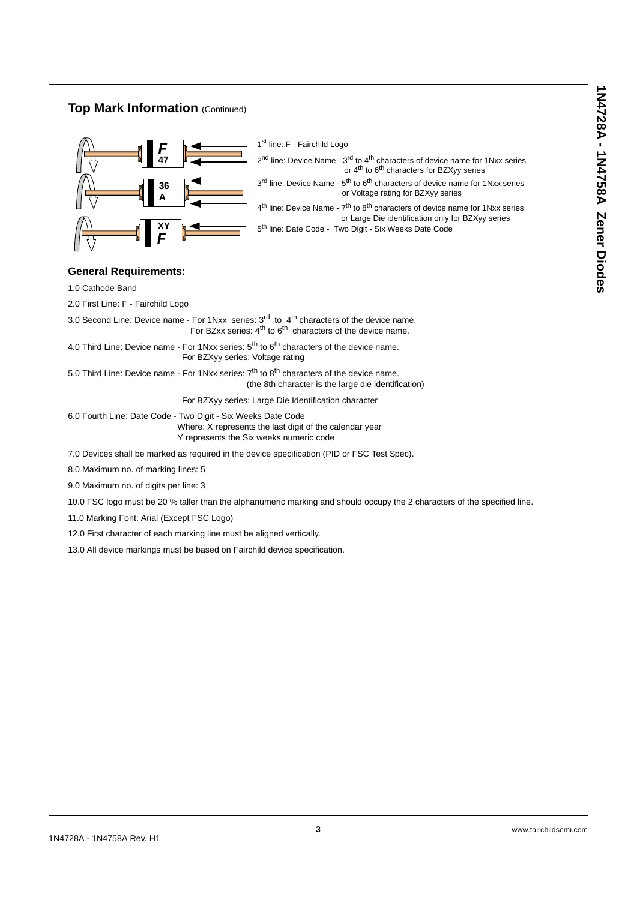## Top Mark Information (Continued)

1st line: F - Fairchild Logo

2nd line: Device Name - 3rd to 4th characters of device name for 1Nxx series or 4th to 6th characters for BZXyy series

3rd line: Device Name - 5th to 6th characters of device name for 1Nxx series or Voltage rating for BZXyy series

4th line: Device Name - 7th to 8th characters of device name for 1Nxx series or Large Die identification only for BZXyy series

5th line: Date Code - Two Digit - Six Weeks Date Code

### General Requirements:

1.0 Cathode Band

2.0 First Line: F - Fairchild Logo

3.0 Second Line: Device name - For 1Nxx series: 3rd to 4th characters of the device name.
For BZxx series: 4th to 6th characters of the device name.

4.0 Third Line: Device name - For 1Nxx series: 5th to 6th characters of the device name.
For BZXyy series: Voltage rating

5.0 Third Line: Device name - For 1Nxx series: 7th to 8th characters of the device name.
(the 8th character is the large die identification)

For BZXyy series: Large Die Identification character

6.0 Fourth Line: Date Code - Two Digit - Six Weeks Date Code
Where: X represents the last digit of the calendar year
Y represents the Six weeks numeric code

7.0 Devices shall be marked as required in the device specification (PID or FSC Test Spec).

8.0 Maximum no. of marking lines: 5

9.0 Maximum no. of digits per line: 3

10.0 FSC logo must be 20 % taller than the alphanumeric marking and should occupy the 2 characters of the specified line.

11.0 Marking Font: Arial (Except FSC Logo)

12.0 First character of each marking line must be aligned vertically.

13.0 All device markings must be based on Fairchild device specification.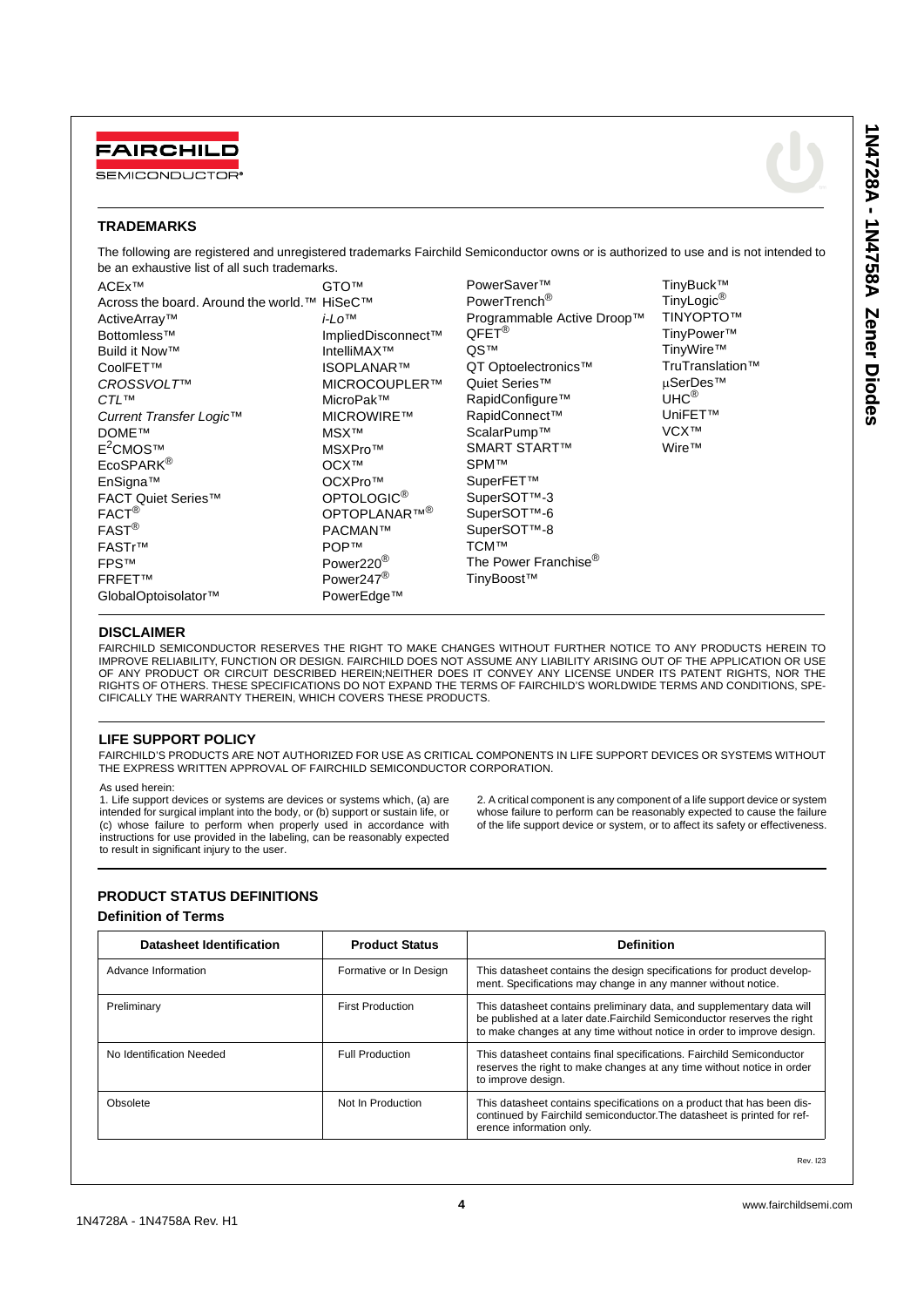## TRADEMARKS

The following are registered and unregistered trademarks Fairchild Semiconductor owns or is authorized to use and is not intended to be an exhaustive list of all such trademarks.

ACEx™
Across the board. Around the world.™
ActiveArray™
Bottomless™
Build it Now™
CoolFET™
*CROSSVOLT*™
*CTL*™
*Current Transfer Logic*™
DOME™
$E^2$CMOS™
EcoSPARK®
EnSigna™
FACT Quiet Series™
FACT®
FAST®
FASTr™
FPS™
FRFET™
GlobalOptoisolator™
GTO™
HiSeC™
*i-Lo*™
ImpliedDisconnect™
IntelliMAX™
ISOPLANAR™
MICROCOUPLER™
MicroPak™
MICROWIRE™
MSX™
MSXPro™
OCX™
OCXPro™
OPTOLOGIC®
OPTOPLANAR™®
PACMAN™
POP™
Power220®
Power247®
PowerEdge™
PowerSaver™
PowerTrench®
Programmable Active Droop™
QFET®
QS™
QT Optoelectronics™
Quiet Series™
RapidConfigure™
RapidConnect™
ScalarPump™
SMART START™
SPM™
SuperFET™
SuperSOT™-3
SuperSOT™-6
SuperSOT™-8
TCM™
The Power Franchise®
TinyBoost™
TinyBuck™
TinyLogic®
TINYOPTO™
TinyPower™
TinyWire™
TruTranslation™
μSerDes™
UHC®
UniFET™
VCX™
Wire™

## DISCLAIMER

FAIRCHILD SEMICONDUCTOR RESERVES THE RIGHT TO MAKE CHANGES WITHOUT FURTHER NOTICE TO ANY PRODUCTS HEREIN TO IMPROVE RELIABILITY, FUNCTION OR DESIGN. FAIRCHILD DOES NOT ASSUME ANY LIABILITY ARISING OUT OF THE APPLICATION OR USE OF ANY PRODUCT OR CIRCUIT DESCRIBED HEREIN;NEITHER DOES IT CONVEY ANY LICENSE UNDER ITS PATENT RIGHTS, NOR THE RIGHTS OF OTHERS. THESE SPECIFICATIONS DO NOT EXPAND THE TERMS OF FAIRCHILD'S WORLDWIDE TERMS AND CONDITIONS, SPECIFICALLY THE WARRANTY THEREIN, WHICH COVERS THESE PRODUCTS.

## LIFE SUPPORT POLICY

FAIRCHILD'S PRODUCTS ARE NOT AUTHORIZED FOR USE AS CRITICAL COMPONENTS IN LIFE SUPPORT DEVICES OR SYSTEMS WITHOUT THE EXPRESS WRITTEN APPROVAL OF FAIRCHILD SEMICONDUCTOR CORPORATION.

As used herein:

1. Life support devices or systems are devices or systems which, (a) are intended for surgical implant into the body, or (b) support or sustain life, or (c) whose failure to perform when properly used in accordance with instructions for use provided in the labeling, can be reasonably expected to result in significant injury to the user.

2. A critical component is any component of a life support device or system whose failure to perform can be reasonably expected to cause the failure of the life support device or system, or to affect its safety or effectiveness.

## PRODUCT STATUS DEFINITIONS

### Definition of Terms

| Datasheet Identification | Product Status | Definition |
|---|---|---|
| Advance Information | Formative or In Design | This datasheet contains the design specifications for product development. Specifications may change in any manner without notice. |
| Preliminary | First Production | This datasheet contains preliminary data, and supplementary data will be published at a later date.Fairchild Semiconductor reserves the right to make changes at any time without notice in order to improve design. |
| No Identification Needed | Full Production | This datasheet contains final specifications. Fairchild Semiconductor reserves the right to make changes at any time without notice in order to improve design. |
| Obsolete | Not In Production | This datasheet contains specifications on a product that has been discontinued by Fairchild semiconductor.The datasheet is printed for reference information only. |

Rev. I23